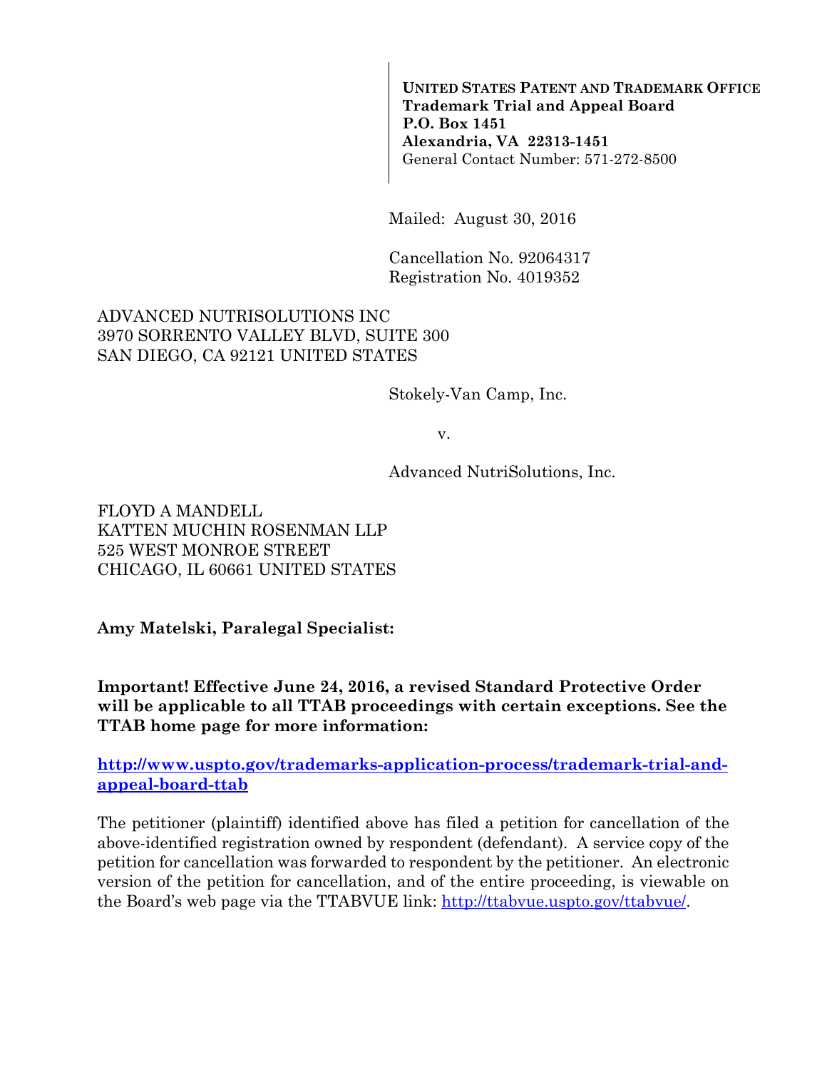**UNITED STATES PATENT AND TRADEMARK OFFICE**
**Trademark Trial and Appeal Board**
**P.O. Box 1451**
**Alexandria, VA 22313-1451**
General Contact Number: 571-272-8500

Mailed: August 30, 2016

Cancellation No. 92064317
Registration No. 4019352

ADVANCED NUTRISOLUTIONS INC
3970 SORRENTO VALLEY BLVD, SUITE 300
SAN DIEGO, CA 92121 UNITED STATES

Stokely-Van Camp, Inc.

v.

Advanced NutriSolutions, Inc.

FLOYD A MANDELL
KATTEN MUCHIN ROSENMAN LLP
525 WEST MONROE STREET
CHICAGO, IL 60661 UNITED STATES

**Amy Matelski, Paralegal Specialist:**

**Important! Effective June 24, 2016, a revised Standard Protective Order will be applicable to all TTAB proceedings with certain exceptions. See the TTAB home page for more information:**

**http://www.uspto.gov/trademarks-application-process/trademark-trial-and-appeal-board-ttab**

The petitioner (plaintiff) identified above has filed a petition for cancellation of the above-identified registration owned by respondent (defendant). A service copy of the petition for cancellation was forwarded to respondent by the petitioner. An electronic version of the petition for cancellation, and of the entire proceeding, is viewable on the Board's web page via the TTABVUE link: http://ttabvue.uspto.gov/ttabvue/.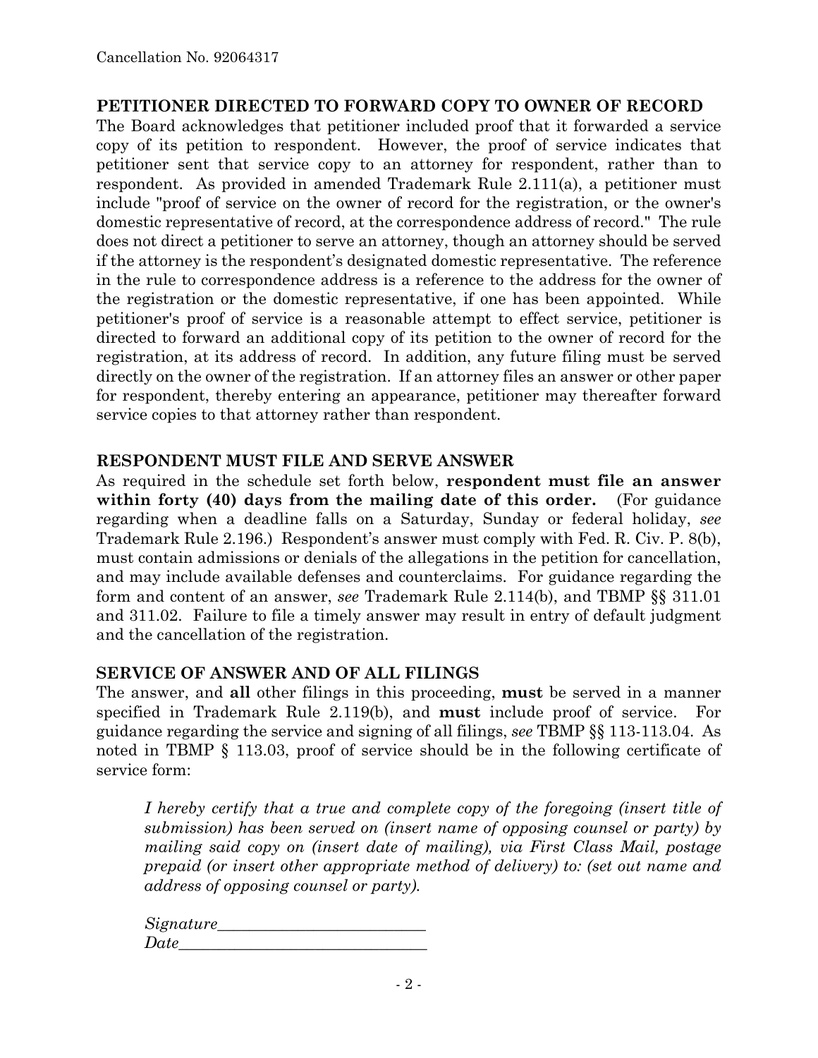## PETITIONER DIRECTED TO FORWARD COPY TO OWNER OF RECORD

The Board acknowledges that petitioner included proof that it forwarded a service copy of its petition to respondent. However, the proof of service indicates that petitioner sent that service copy to an attorney for respondent, rather than to respondent. As provided in amended Trademark Rule 2.111(a), a petitioner must include "proof of service on the owner of record for the registration, or the owner's domestic representative of record, at the correspondence address of record." The rule does not direct a petitioner to serve an attorney, though an attorney should be served if the attorney is the respondent's designated domestic representative. The reference in the rule to correspondence address is a reference to the address for the owner of the registration or the domestic representative, if one has been appointed. While petitioner's proof of service is a reasonable attempt to effect service, petitioner is directed to forward an additional copy of its petition to the owner of record for the registration, at its address of record. In addition, any future filing must be served directly on the owner of the registration. If an attorney files an answer or other paper for respondent, thereby entering an appearance, petitioner may thereafter forward service copies to that attorney rather than respondent.

## RESPONDENT MUST FILE AND SERVE ANSWER

As required in the schedule set forth below, **respondent must file an answer within forty (40) days from the mailing date of this order.** (For guidance regarding when a deadline falls on a Saturday, Sunday or federal holiday, *see* Trademark Rule 2.196.) Respondent's answer must comply with Fed. R. Civ. P. 8(b), must contain admissions or denials of the allegations in the petition for cancellation, and may include available defenses and counterclaims. For guidance regarding the form and content of an answer, *see* Trademark Rule 2.114(b), and TBMP §§ 311.01 and 311.02. Failure to file a timely answer may result in entry of default judgment and the cancellation of the registration.

## SERVICE OF ANSWER AND OF ALL FILINGS

The answer, and **all** other filings in this proceeding, **must** be served in a manner specified in Trademark Rule 2.119(b), and **must** include proof of service. For guidance regarding the service and signing of all filings, *see* TBMP §§ 113-113.04. As noted in TBMP § 113.03, proof of service should be in the following certificate of service form:

> *I hereby certify that a true and complete copy of the foregoing (insert title of submission) has been served on (insert name of opposing counsel or party) by mailing said copy on (insert date of mailing), via First Class Mail, postage prepaid (or insert other appropriate method of delivery) to: (set out name and address of opposing counsel or party).*
>
> *Signature*\_\_\_\_\_\_\_\_\_\_\_\_\_\_\_\_\_\_\_\_\_\_\_\_\_\_
> *Date*\_\_\_\_\_\_\_\_\_\_\_\_\_\_\_\_\_\_\_\_\_\_\_\_\_\_\_\_\_\_\_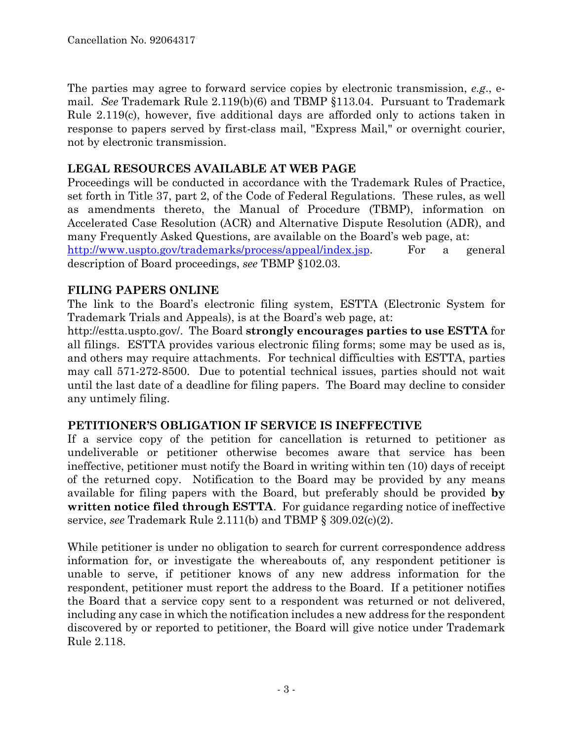The parties may agree to forward service copies by electronic transmission, *e.g.*, e-mail. *See* Trademark Rule 2.119(b)(6) and TBMP §113.04. Pursuant to Trademark Rule 2.119(c), however, five additional days are afforded only to actions taken in response to papers served by first-class mail, "Express Mail," or overnight courier, not by electronic transmission.

**LEGAL RESOURCES AVAILABLE AT WEB PAGE**

Proceedings will be conducted in accordance with the Trademark Rules of Practice, set forth in Title 37, part 2, of the Code of Federal Regulations. These rules, as well as amendments thereto, the Manual of Procedure (TBMP), information on Accelerated Case Resolution (ACR) and Alternative Dispute Resolution (ADR), and many Frequently Asked Questions, are available on the Board's web page, at: [http://www.uspto.gov/trademarks/process/appeal/index.jsp](http://www.uspto.gov/trademarks/process/appeal/index.jsp). For a general description of Board proceedings, *see* TBMP §102.03.

**FILING PAPERS ONLINE**

The link to the Board's electronic filing system, ESTTA (Electronic System for Trademark Trials and Appeals), is at the Board's web page, at: http://estta.uspto.gov/. The Board **strongly encourages parties to use ESTTA** for all filings. ESTTA provides various electronic filing forms; some may be used as is, and others may require attachments. For technical difficulties with ESTTA, parties may call 571-272-8500. Due to potential technical issues, parties should not wait until the last date of a deadline for filing papers. The Board may decline to consider any untimely filing.

**PETITIONER'S OBLIGATION IF SERVICE IS INEFFECTIVE**

If a service copy of the petition for cancellation is returned to petitioner as undeliverable or petitioner otherwise becomes aware that service has been ineffective, petitioner must notify the Board in writing within ten (10) days of receipt of the returned copy. Notification to the Board may be provided by any means available for filing papers with the Board, but preferably should be provided **by written notice filed through ESTTA**. For guidance regarding notice of ineffective service, *see* Trademark Rule 2.111(b) and TBMP § 309.02(c)(2).

While petitioner is under no obligation to search for current correspondence address information for, or investigate the whereabouts of, any respondent petitioner is unable to serve, if petitioner knows of any new address information for the respondent, petitioner must report the address to the Board. If a petitioner notifies the Board that a service copy sent to a respondent was returned or not delivered, including any case in which the notification includes a new address for the respondent discovered by or reported to petitioner, the Board will give notice under Trademark Rule 2.118.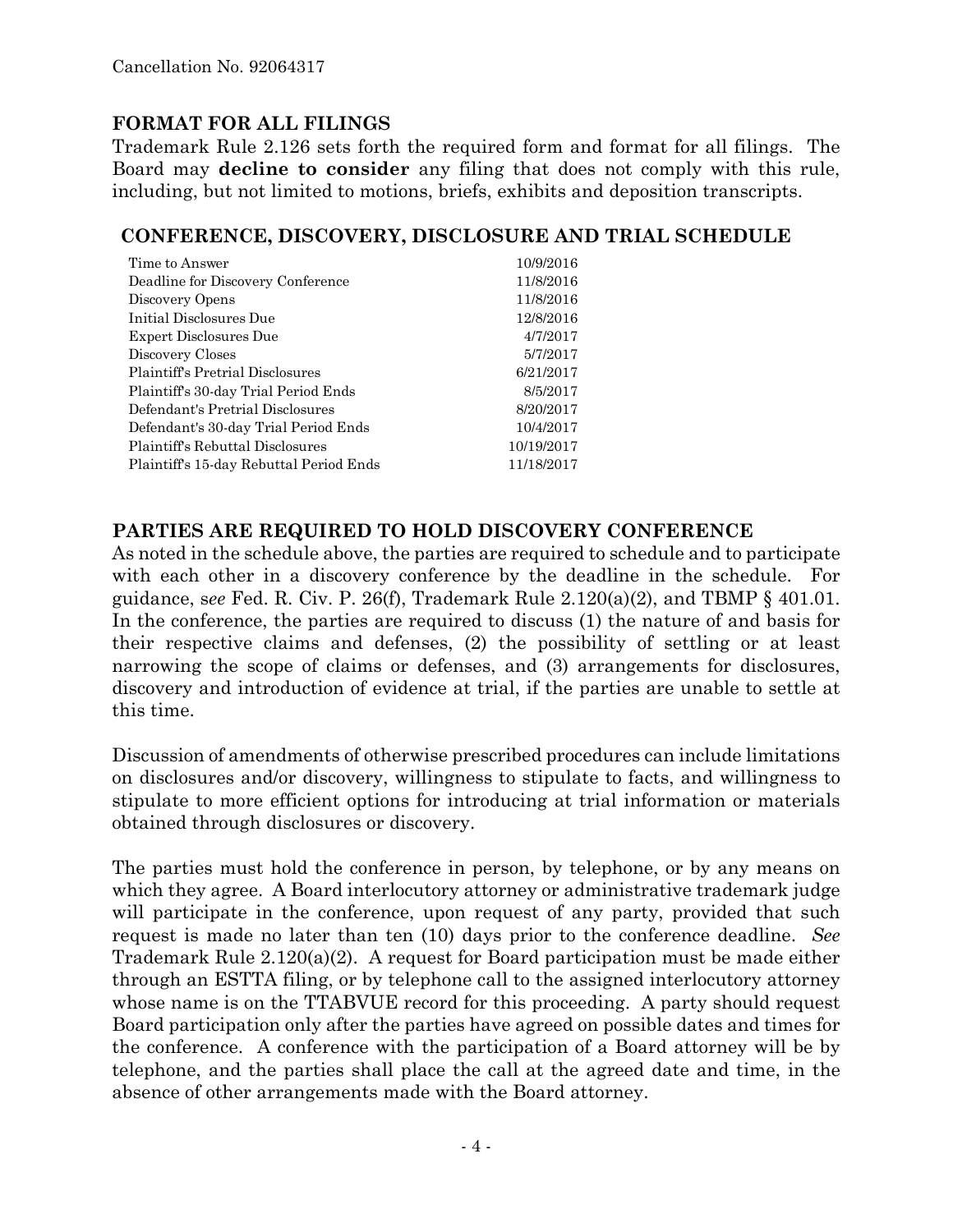**FORMAT FOR ALL FILINGS**

Trademark Rule 2.126 sets forth the required form and format for all filings. The Board may **decline to consider** any filing that does not comply with this rule, including, but not limited to motions, briefs, exhibits and deposition transcripts.

**CONFERENCE, DISCOVERY, DISCLOSURE AND TRIAL SCHEDULE**

| | |
|---|---|
| Time to Answer | 10/9/2016 |
| Deadline for Discovery Conference | 11/8/2016 |
| Discovery Opens | 11/8/2016 |
| Initial Disclosures Due | 12/8/2016 |
| Expert Disclosures Due | 4/7/2017 |
| Discovery Closes | 5/7/2017 |
| Plaintiff's Pretrial Disclosures | 6/21/2017 |
| Plaintiff's 30-day Trial Period Ends | 8/5/2017 |
| Defendant's Pretrial Disclosures | 8/20/2017 |
| Defendant's 30-day Trial Period Ends | 10/4/2017 |
| Plaintiff's Rebuttal Disclosures | 10/19/2017 |
| Plaintiff's 15-day Rebuttal Period Ends | 11/18/2017 |

**PARTIES ARE REQUIRED TO HOLD DISCOVERY CONFERENCE**

As noted in the schedule above, the parties are required to schedule and to participate with each other in a discovery conference by the deadline in the schedule. For guidance, s*ee* Fed. R. Civ. P. 26(f), Trademark Rule 2.120(a)(2), and TBMP § 401.01. In the conference, the parties are required to discuss (1) the nature of and basis for their respective claims and defenses, (2) the possibility of settling or at least narrowing the scope of claims or defenses, and (3) arrangements for disclosures, discovery and introduction of evidence at trial, if the parties are unable to settle at this time.

Discussion of amendments of otherwise prescribed procedures can include limitations on disclosures and/or discovery, willingness to stipulate to facts, and willingness to stipulate to more efficient options for introducing at trial information or materials obtained through disclosures or discovery.

The parties must hold the conference in person, by telephone, or by any means on which they agree. A Board interlocutory attorney or administrative trademark judge will participate in the conference, upon request of any party, provided that such request is made no later than ten (10) days prior to the conference deadline. *See* Trademark Rule 2.120(a)(2). A request for Board participation must be made either through an ESTTA filing, or by telephone call to the assigned interlocutory attorney whose name is on the TTABVUE record for this proceeding. A party should request Board participation only after the parties have agreed on possible dates and times for the conference. A conference with the participation of a Board attorney will be by telephone, and the parties shall place the call at the agreed date and time, in the absence of other arrangements made with the Board attorney.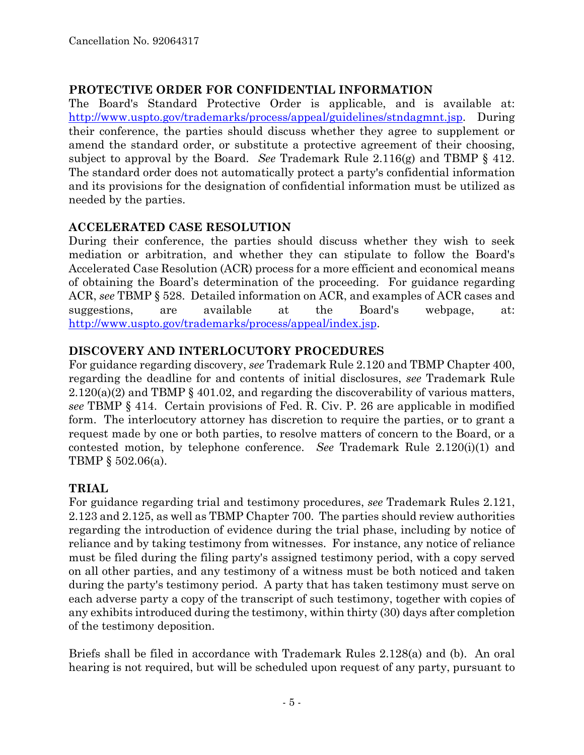## PROTECTIVE ORDER FOR CONFIDENTIAL INFORMATION

The Board's Standard Protective Order is applicable, and is available at: http://www.uspto.gov/trademarks/process/appeal/guidelines/stndagmnt.jsp. During their conference, the parties should discuss whether they agree to supplement or amend the standard order, or substitute a protective agreement of their choosing, subject to approval by the Board. *See* Trademark Rule 2.116(g) and TBMP § 412. The standard order does not automatically protect a party's confidential information and its provisions for the designation of confidential information must be utilized as needed by the parties.

## ACCELERATED CASE RESOLUTION

During their conference, the parties should discuss whether they wish to seek mediation or arbitration, and whether they can stipulate to follow the Board's Accelerated Case Resolution (ACR) process for a more efficient and economical means of obtaining the Board's determination of the proceeding. For guidance regarding ACR, *see* TBMP § 528. Detailed information on ACR, and examples of ACR cases and suggestions, are available at the Board's webpage, at: http://www.uspto.gov/trademarks/process/appeal/index.jsp.

## DISCOVERY AND INTERLOCUTORY PROCEDURES

For guidance regarding discovery, *see* Trademark Rule 2.120 and TBMP Chapter 400, regarding the deadline for and contents of initial disclosures, *see* Trademark Rule 2.120(a)(2) and TBMP § 401.02, and regarding the discoverability of various matters, *see* TBMP § 414. Certain provisions of Fed. R. Civ. P. 26 are applicable in modified form. The interlocutory attorney has discretion to require the parties, or to grant a request made by one or both parties, to resolve matters of concern to the Board, or a contested motion, by telephone conference. *See* Trademark Rule 2.120(i)(1) and TBMP § 502.06(a).

## TRIAL

For guidance regarding trial and testimony procedures, *see* Trademark Rules 2.121, 2.123 and 2.125, as well as TBMP Chapter 700. The parties should review authorities regarding the introduction of evidence during the trial phase, including by notice of reliance and by taking testimony from witnesses. For instance, any notice of reliance must be filed during the filing party's assigned testimony period, with a copy served on all other parties, and any testimony of a witness must be both noticed and taken during the party's testimony period. A party that has taken testimony must serve on each adverse party a copy of the transcript of such testimony, together with copies of any exhibits introduced during the testimony, within thirty (30) days after completion of the testimony deposition.

Briefs shall be filed in accordance with Trademark Rules 2.128(a) and (b). An oral hearing is not required, but will be scheduled upon request of any party, pursuant to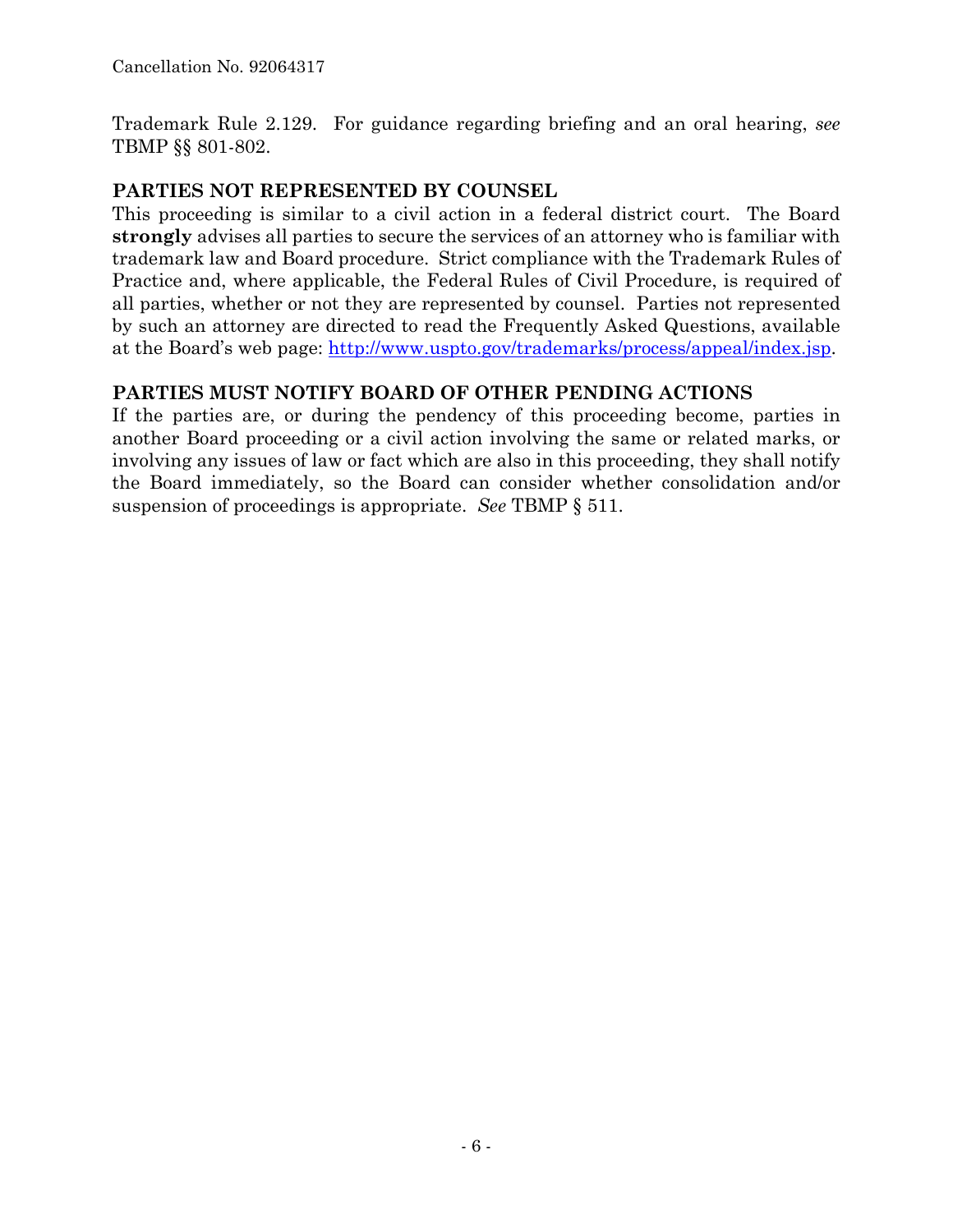Trademark Rule 2.129. For guidance regarding briefing and an oral hearing, *see* TBMP §§ 801-802.

## PARTIES NOT REPRESENTED BY COUNSEL

This proceeding is similar to a civil action in a federal district court. The Board **strongly** advises all parties to secure the services of an attorney who is familiar with trademark law and Board procedure. Strict compliance with the Trademark Rules of Practice and, where applicable, the Federal Rules of Civil Procedure, is required of all parties, whether or not they are represented by counsel. Parties not represented by such an attorney are directed to read the Frequently Asked Questions, available at the Board's web page: [http://www.uspto.gov/trademarks/process/appeal/index.jsp](http://www.uspto.gov/trademarks/process/appeal/index.jsp).

## PARTIES MUST NOTIFY BOARD OF OTHER PENDING ACTIONS

If the parties are, or during the pendency of this proceeding become, parties in another Board proceeding or a civil action involving the same or related marks, or involving any issues of law or fact which are also in this proceeding, they shall notify the Board immediately, so the Board can consider whether consolidation and/or suspension of proceedings is appropriate. *See* TBMP § 511.